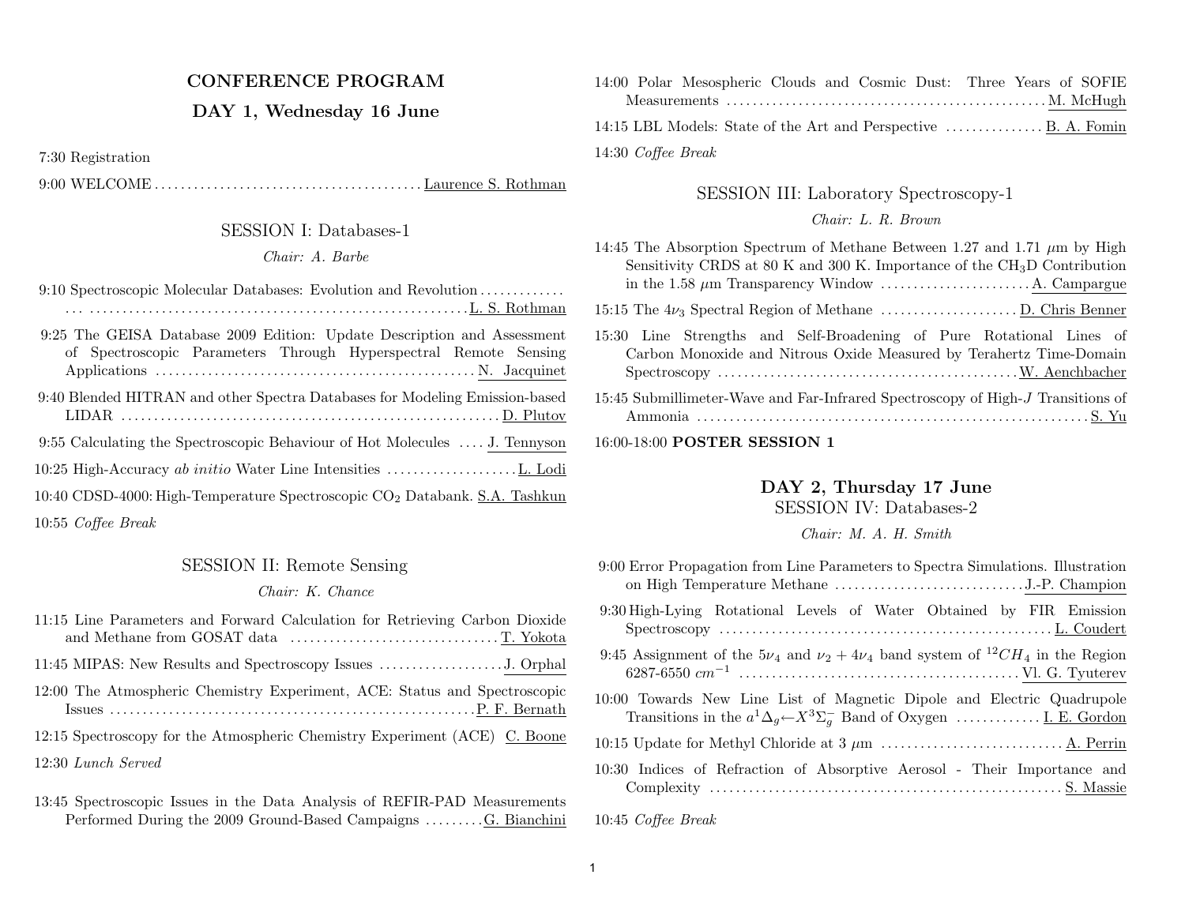# CONFERENCE PROGRAM

## DAY 1, Wednesday 16 June

7:30 Registration

9:00 WELCOME ........................................ Laurence S. Rothman

### SESSION I: Databases-1

*Chair: A. Barbe*

9:10 Spectroscopic Molecular Databases: Evolution and Revolution ........................................ L. S. Rothman

9:25 The GEISA Database 2009 Edition: Update Description and Assessment of Spectroscopic Parameters Through Hyperspectral Remote Sensing Applications ........................................ N. Jacquinet

9:40 Blended HITRAN and other Spectra Databases for Modeling Emission-based LIDAR ........................................ D. Plutov

9:55 Calculating the Spectroscopic Behaviour of Hot Molecules .... J. Tennyson

10:25 High-Accuracy *ab initio* Water Line Intensities .................... L. Lodi

10:40 CDSD-4000: High-Temperature Spectroscopic $CO_2$ Databank. S.A. Tashkun

10:55 *Coffee Break*

### SESSION II: Remote Sensing

*Chair: K. Chance*

11:15 Line Parameters and Forward Calculation for Retrieving Carbon Dioxide and Methane from GOSAT data ................................ T. Yokota

11:45 MIPAS: New Results and Spectroscopy Issues ................... J. Orphal

12:00 The Atmospheric Chemistry Experiment, ACE: Status and Spectroscopic Issues ........................................ P. F. Bernath

12:15 Spectroscopy for the Atmospheric Chemistry Experiment (ACE) C. Boone

12:30 *Lunch Served*

13:45 Spectroscopic Issues in the Data Analysis of REFIR-PAD Measurements Performed During the 2009 Ground-Based Campaigns ......... G. Bianchini

14:00 Polar Mesospheric Clouds and Cosmic Dust: Three Years of SOFIE Measurements ........................................ M. McHugh

14:15 LBL Models: State of the Art and Perspective ............... B. A. Fomin

14:30 *Coffee Break*

### SESSION III: Laboratory Spectroscopy-1

*Chair: L. R. Brown*

14:45 The Absorption Spectrum of Methane Between 1.27 and 1.71 $\mu$m by High Sensitivity CRDS at 80 K and 300 K. Importance of the $CH_3D$ Contribution in the 1.58 $\mu$m Transparency Window ....................... A. Campargue

15:15 The $4\nu_3$ Spectral Region of Methane ..................... D. Chris Benner

15:30 Line Strengths and Self-Broadening of Pure Rotational Lines of Carbon Monoxide and Nitrous Oxide Measured by Terahertz Time-Domain Spectroscopy ........................................ W. Aenchbacher

15:45 Submillimeter-Wave and Far-Infrared Spectroscopy of High-$J$ Transitions of Ammonia ........................................ S. Yu

16:00-18:00 **POSTER SESSION 1**

## DAY 2, Thursday 17 June

### SESSION IV: Databases-2

*Chair: M. A. H. Smith*

9:00 Error Propagation from Line Parameters to Spectra Simulations. Illustration on High Temperature Methane ............................. J.-P. Champion

9:30 High-Lying Rotational Levels of Water Obtained by FIR Emission Spectroscopy ........................................ L. Coudert

9:45 Assignment of the $5\nu_4$ and $\nu_2 + 4\nu_4$ band system of $^{12}CH_4$ in the Region 6287-6550 $cm^{-1}$ ........................................ Vl. G. Tyuterev

10:00 Towards New Line List of Magnetic Dipole and Electric Quadrupole Transitions in the $a^1\Delta_g \leftarrow X^3\Sigma_g^-$ Band of Oxygen ............. I. E. Gordon

10:15 Update for Methyl Chloride at 3 $\mu$m ............................ A. Perrin

10:30 Indices of Refraction of Absorptive Aerosol - Their Importance and Complexity ........................................ S. Massie

10:45 *Coffee Break*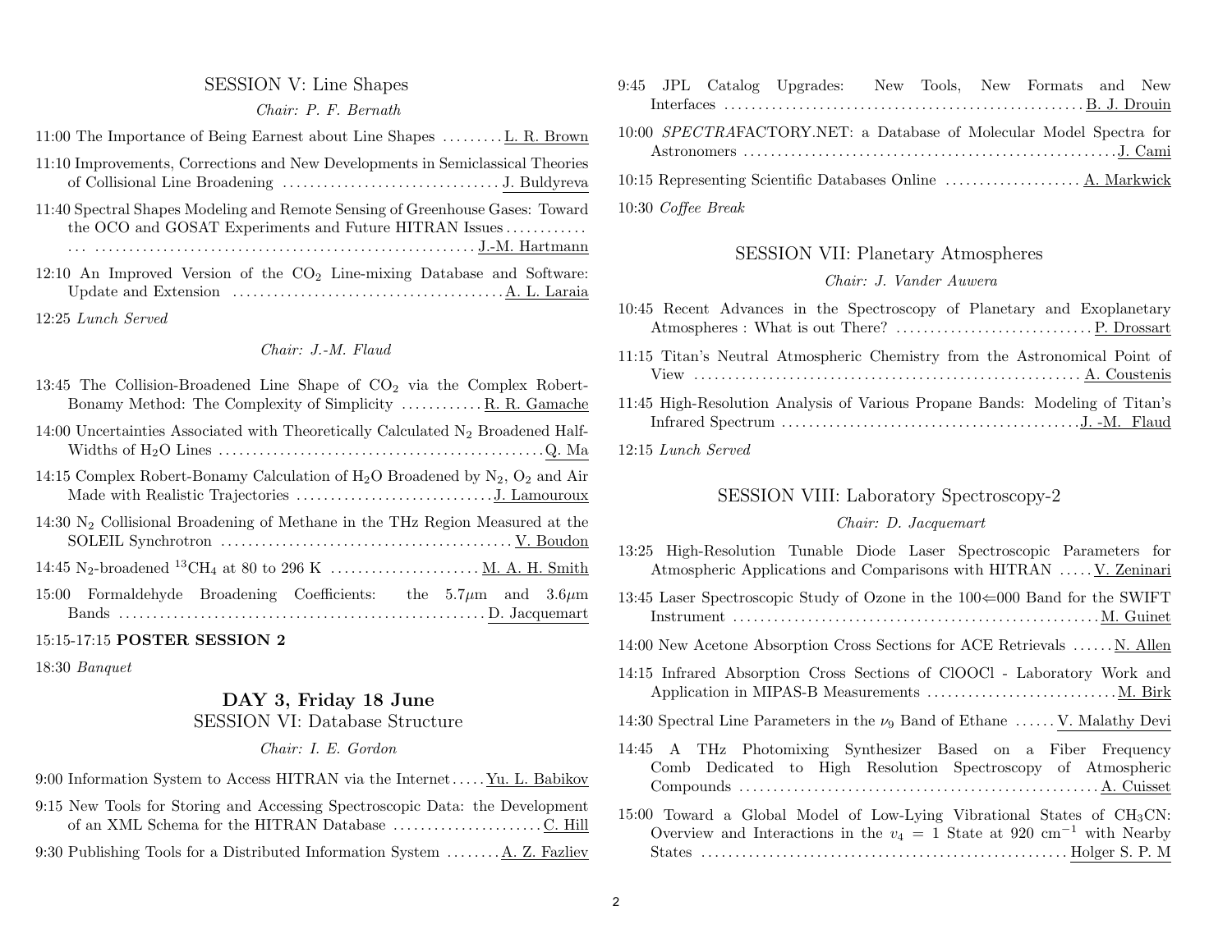## SESSION V: Line Shapes

*Chair: P. F. Bernath*

11:00 The Importance of Being Earnest about Line Shapes ......... L. R. Brown

11:10 Improvements, Corrections and New Developments in Semiclassical Theories of Collisional Line Broadening ................................ J. Buldyreva

11:40 Spectral Shapes Modeling and Remote Sensing of Greenhouse Gases: Toward the OCO and GOSAT Experiments and Future HITRAN Issues ............ ... ........................................................ J.-M. Hartmann

12:10 An Improved Version of the $CO_2$ Line-mixing Database and Software: Update and Extension ........................................ A. L. Laraia

12:25 *Lunch Served*

*Chair: J.-M. Flaud*

13:45 The Collision-Broadened Line Shape of $CO_2$ via the Complex Robert-Bonamy Method: The Complexity of Simplicity ............ R. R. Gamache

14:00 Uncertainties Associated with Theoretically Calculated $N_2$ Broadened Half-Widths of $H_2O$ Lines ................................................ Q. Ma

14:15 Complex Robert-Bonamy Calculation of $H_2O$ Broadened by $N_2$, $O_2$ and Air Made with Realistic Trajectories ............................. J. Lamouroux

14:30 $N_2$ Collisional Broadening of Methane in the THz Region Measured at the SOLEIL Synchrotron ........................................... V. Boudon

14:45 $N_2$-broadened $^{13}CH_4$ at 80 to 296 K ...................... M. A. H. Smith

15:00 Formaldehyde Broadening Coefficients: the 5.7$\mu$m and 3.6$\mu$m Bands ...................................................... D. Jacquemart

15:15-17:15 **POSTER SESSION 2**

18:30 *Banquet*

## DAY 3, Friday 18 June

## SESSION VI: Database Structure

*Chair: I. E. Gordon*

9:00 Information System to Access HITRAN via the Internet ..... Yu. L. Babikov

9:15 New Tools for Storing and Accessing Spectroscopic Data: the Development of an XML Schema for the HITRAN Database ...................... C. Hill

9:30 Publishing Tools for a Distributed Information System ........ A. Z. Fazliev

9:45 JPL Catalog Upgrades: New Tools, New Formats and New Interfaces ..................................................... B. J. Drouin

10:00 *SPECTRA*FACTORY.NET: a Database of Molecular Model Spectra for Astronomers ....................................................... J. Cami

10:15 Representing Scientific Databases Online .................... A. Markwick

10:30 *Coffee Break*

## SESSION VII: Planetary Atmospheres

*Chair: J. Vander Auwera*

10:45 Recent Advances in the Spectroscopy of Planetary and Exoplanetary Atmospheres : What is out There? ............................. P. Drossart

11:15 Titan's Neutral Atmospheric Chemistry from the Astronomical Point of View ......................................................... A. Coustenis

11:45 High-Resolution Analysis of Various Propane Bands: Modeling of Titan's Infrared Spectrum ............................................J. -M. Flaud

12:15 *Lunch Served*

## SESSION VIII: Laboratory Spectroscopy-2

*Chair: D. Jacquemart*

13:25 High-Resolution Tunable Diode Laser Spectroscopic Parameters for Atmospheric Applications and Comparisons with HITRAN ..... V. Zeninari

13:45 Laser Spectroscopic Study of Ozone in the 100⇐000 Band for the SWIFT Instrument ..................................................... M. Guinet

14:00 New Acetone Absorption Cross Sections for ACE Retrievals ...... N. Allen

14:15 Infrared Absorption Cross Sections of ClOOCl - Laboratory Work and Application in MIPAS-B Measurements ............................ M. Birk

14:30 Spectral Line Parameters in the $\nu_9$ Band of Ethane ...... V. Malathy Devi

14:45 A THz Photomixing Synthesizer Based on a Fiber Frequency Comb Dedicated to High Resolution Spectroscopy of Atmospheric Compounds .................................................... A. Cuisset

15:00 Toward a Global Model of Low-Lying Vibrational States of $CH_3CN$: Overview and Interactions in the $v_4 = 1$ State at 920 cm$^{-1}$ with Nearby States .................................................... Holger S. P. M